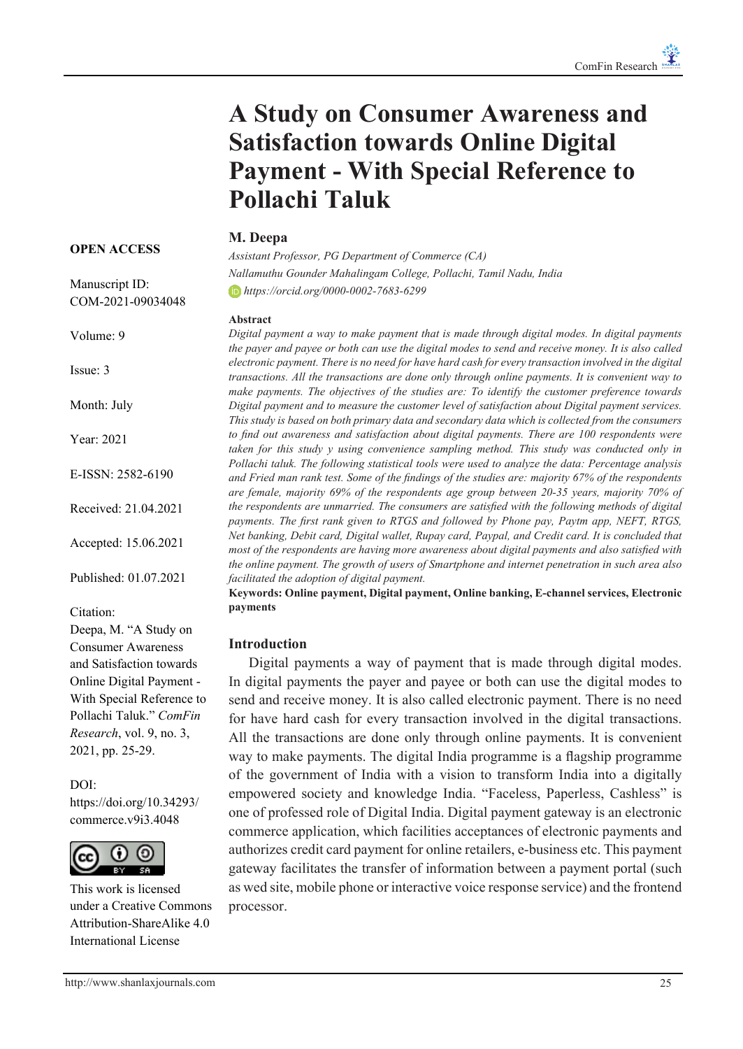# A Study on Consumer Awareness and Satisfaction towards Online Digital Payment - With Special Reference to Pollachi Taluk

**OPEN ACCESS**

Manuscript ID: COM-2021-09034048

Volume: 9

Issue: 3

Month: July

Year: 2021

E-ISSN: 2582-6190

Received: 21.04.2021

Accepted: 15.06.2021

Published: 01.07.2021

Citation:
Deepa, M. "A Study on Consumer Awareness and Satisfaction towards Online Digital Payment - With Special Reference to Pollachi Taluk." *ComFin Research*, vol. 9, no. 3, 2021, pp. 25-29.

DOI:
https://doi.org/10.34293/commerce.v9i3.4048

This work is licensed under a Creative Commons Attribution-ShareAlike 4.0 International License

## M. Deepa

*Assistant Professor, PG Department of Commerce (CA)*
*Nallamuthu Gounder Mahalingam College, Pollachi, Tamil Nadu, India*
*https://orcid.org/0000-0002-7683-6299*

### Abstract

*Digital payment a way to make payment that is made through digital modes. In digital payments the payer and payee or both can use the digital modes to send and receive money. It is also called electronic payment. There is no need for have hard cash for every transaction involved in the digital transactions. All the transactions are done only through online payments. It is convenient way to make payments. The objectives of the studies are: To identify the customer preference towards Digital payment and to measure the customer level of satisfaction about Digital payment services. This study is based on both primary data and secondary data which is collected from the consumers to find out awareness and satisfaction about digital payments. There are 100 respondents were taken for this study y using convenience sampling method. This study was conducted only in Pollachi taluk. The following statistical tools were used to analyze the data: Percentage analysis and Fried man rank test. Some of the findings of the studies are: majority 67% of the respondents are female, majority 69% of the respondents age group between 20-35 years, majority 70% of the respondents are unmarried. The consumers are satisfied with the following methods of digital payments. The first rank given to RTGS and followed by Phone pay, Paytm app, NEFT, RTGS, Net banking, Debit card, Digital wallet, Rupay card, Paypal, and Credit card. It is concluded that most of the respondents are having more awareness about digital payments and also satisfied with the online payment. The growth of users of Smartphone and internet penetration in such area also facilitated the adoption of digital payment.*

**Keywords: Online payment, Digital payment, Online banking, E-channel services, Electronic payments**

### Introduction

Digital payments a way of payment that is made through digital modes. In digital payments the payer and payee or both can use the digital modes to send and receive money. It is also called electronic payment. There is no need for have hard cash for every transaction involved in the digital transactions. All the transactions are done only through online payments. It is convenient way to make payments. The digital India programme is a flagship programme of the government of India with a vision to transform India into a digitally empowered society and knowledge India. "Faceless, Paperless, Cashless" is one of professed role of Digital India. Digital payment gateway is an electronic commerce application, which facilities acceptances of electronic payments and authorizes credit card payment for online retailers, e-business etc. This payment gateway facilitates the transfer of information between a payment portal (such as wed site, mobile phone or interactive voice response service) and the frontend processor.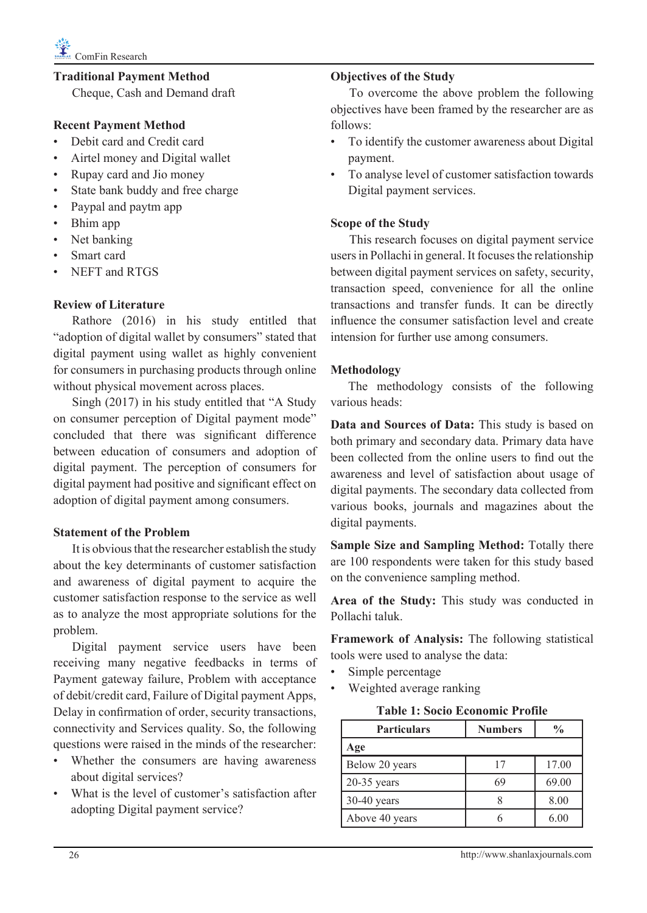### Traditional Payment Method

Cheque, Cash and Demand draft

### Recent Payment Method

- Debit card and Credit card
- Airtel money and Digital wallet
- Rupay card and Jio money
- State bank buddy and free charge
- Paypal and paytm app
- Bhim app
- Net banking
- Smart card
- NEFT and RTGS

### Review of Literature

Rathore (2016) in his study entitled that "adoption of digital wallet by consumers" stated that digital payment using wallet as highly convenient for consumers in purchasing products through online without physical movement across places.

Singh (2017) in his study entitled that "A Study on consumer perception of Digital payment mode" concluded that there was significant difference between education of consumers and adoption of digital payment. The perception of consumers for digital payment had positive and significant effect on adoption of digital payment among consumers.

### Statement of the Problem

It is obvious that the researcher establish the study about the key determinants of customer satisfaction and awareness of digital payment to acquire the customer satisfaction response to the service as well as to analyze the most appropriate solutions for the problem.

Digital payment service users have been receiving many negative feedbacks in terms of Payment gateway failure, Problem with acceptance of debit/credit card, Failure of Digital payment Apps, Delay in confirmation of order, security transactions, connectivity and Services quality. So, the following questions were raised in the minds of the researcher:

- Whether the consumers are having awareness about digital services?
- What is the level of customer's satisfaction after adopting Digital payment service?

### Objectives of the Study

To overcome the above problem the following objectives have been framed by the researcher are as follows:

- To identify the customer awareness about Digital payment.
- To analyse level of customer satisfaction towards Digital payment services.

### Scope of the Study

This research focuses on digital payment service users in Pollachi in general. It focuses the relationship between digital payment services on safety, security, transaction speed, convenience for all the online transactions and transfer funds. It can be directly influence the consumer satisfaction level and create intension for further use among consumers.

### Methodology

The methodology consists of the following various heads:

**Data and Sources of Data:** This study is based on both primary and secondary data. Primary data have been collected from the online users to find out the awareness and level of satisfaction about usage of digital payments. The secondary data collected from various books, journals and magazines about the digital payments.

**Sample Size and Sampling Method:** Totally there are 100 respondents were taken for this study based on the convenience sampling method.

**Area of the Study:** This study was conducted in Pollachi taluk.

**Framework of Analysis:** The following statistical tools were used to analyse the data:

- Simple percentage
- Weighted average ranking

**Table 1: Socio Economic Profile**

| Particulars | Numbers | % |
|---|---|---|
| **Age** | | |
| Below 20 years | 17 | 17.00 |
| 20-35 years | 69 | 69.00 |
| 30-40 years | 8 | 8.00 |
| Above 40 years | 6 | 6.00 |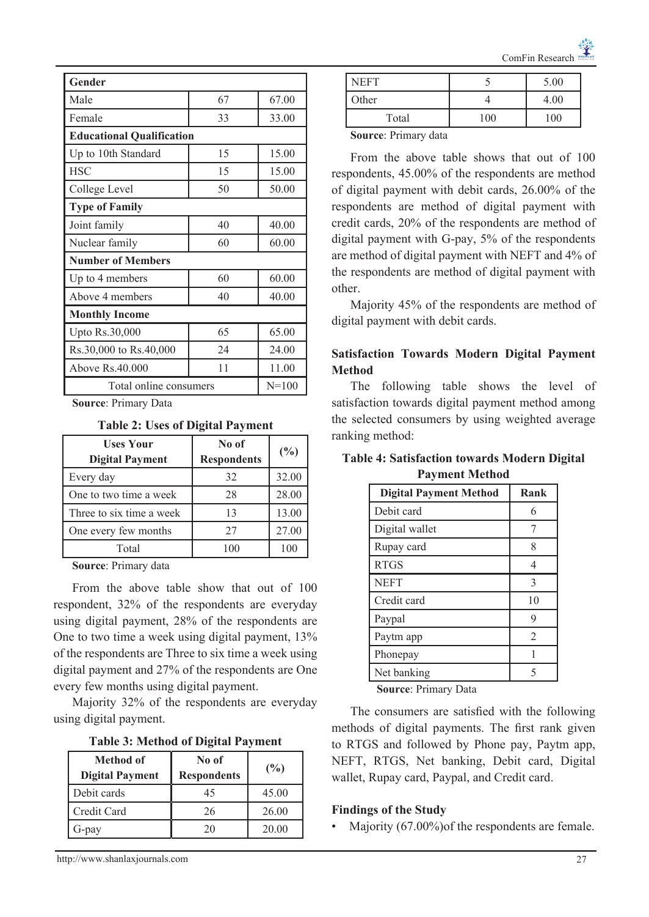| Gender | | |
|---|---|---|
| Male | 67 | 67.00 |
| Female | 33 | 33.00 |
| **Educational Qualification** | | |
| Up to 10th Standard | 15 | 15.00 |
| HSC | 15 | 15.00 |
| College Level | 50 | 50.00 |
| **Type of Family** | | |
| Joint family | 40 | 40.00 |
| Nuclear family | 60 | 60.00 |
| **Number of Members** | | |
| Up to 4 members | 60 | 60.00 |
| Above 4 members | 40 | 40.00 |
| **Monthly Income** | | |
| Upto Rs.30,000 | 65 | 65.00 |
| Rs.30,000 to Rs.40,000 | 24 | 24.00 |
| Above Rs.40.000 | 11 | 11.00 |
| Total online consumers | | N=100 |

**Source**: Primary Data

**Table 2: Uses of Digital Payment**

| Uses Your Digital Payment | No of Respondents | (%) |
|---|---|---|
| Every day | 32 | 32.00 |
| One to two time a week | 28 | 28.00 |
| Three to six time a week | 13 | 13.00 |
| One every few months | 27 | 27.00 |
| Total | 100 | 100 |

**Source**: Primary data

From the above table show that out of 100 respondent, 32% of the respondents are everyday using digital payment, 28% of the respondents are One to two time a week using digital payment, 13% of the respondents are Three to six time a week using digital payment and 27% of the respondents are One every few months using digital payment.

Majority 32% of the respondents are everyday using digital payment.

**Table 3: Method of Digital Payment**

| Method of Digital Payment | No of Respondents | (%) |
|---|---|---|
| Debit cards | 45 | 45.00 |
| Credit Card | 26 | 26.00 |
| G-pay | 20 | 20.00 |
| NEFT | 5 | 5.00 |
| Other | 4 | 4.00 |
| Total | 100 | 100 |

**Source**: Primary data

From the above table shows that out of 100 respondents, 45.00% of the respondents are method of digital payment with debit cards, 26.00% of the respondents are method of digital payment with credit cards, 20% of the respondents are method of digital payment with G-pay, 5% of the respondents are method of digital payment with NEFT and 4% of the respondents are method of digital payment with other.

Majority 45% of the respondents are method of digital payment with debit cards.

## Satisfaction Towards Modern Digital Payment Method

The following table shows the level of satisfaction towards digital payment method among the selected consumers by using weighted average ranking method:

**Table 4: Satisfaction towards Modern Digital Payment Method**

| Digital Payment Method | Rank |
|---|---|
| Debit card | 6 |
| Digital wallet | 7 |
| Rupay card | 8 |
| RTGS | 4 |
| NEFT | 3 |
| Credit card | 10 |
| Paypal | 9 |
| Paytm app | 2 |
| Phonepay | 1 |
| Net banking | 5 |

**Source**: Primary Data

The consumers are satisfied with the following methods of digital payments. The first rank given to RTGS and followed by Phone pay, Paytm app, NEFT, RTGS, Net banking, Debit card, Digital wallet, Rupay card, Paypal, and Credit card.

## Findings of the Study

- Majority (67.00%)of the respondents are female.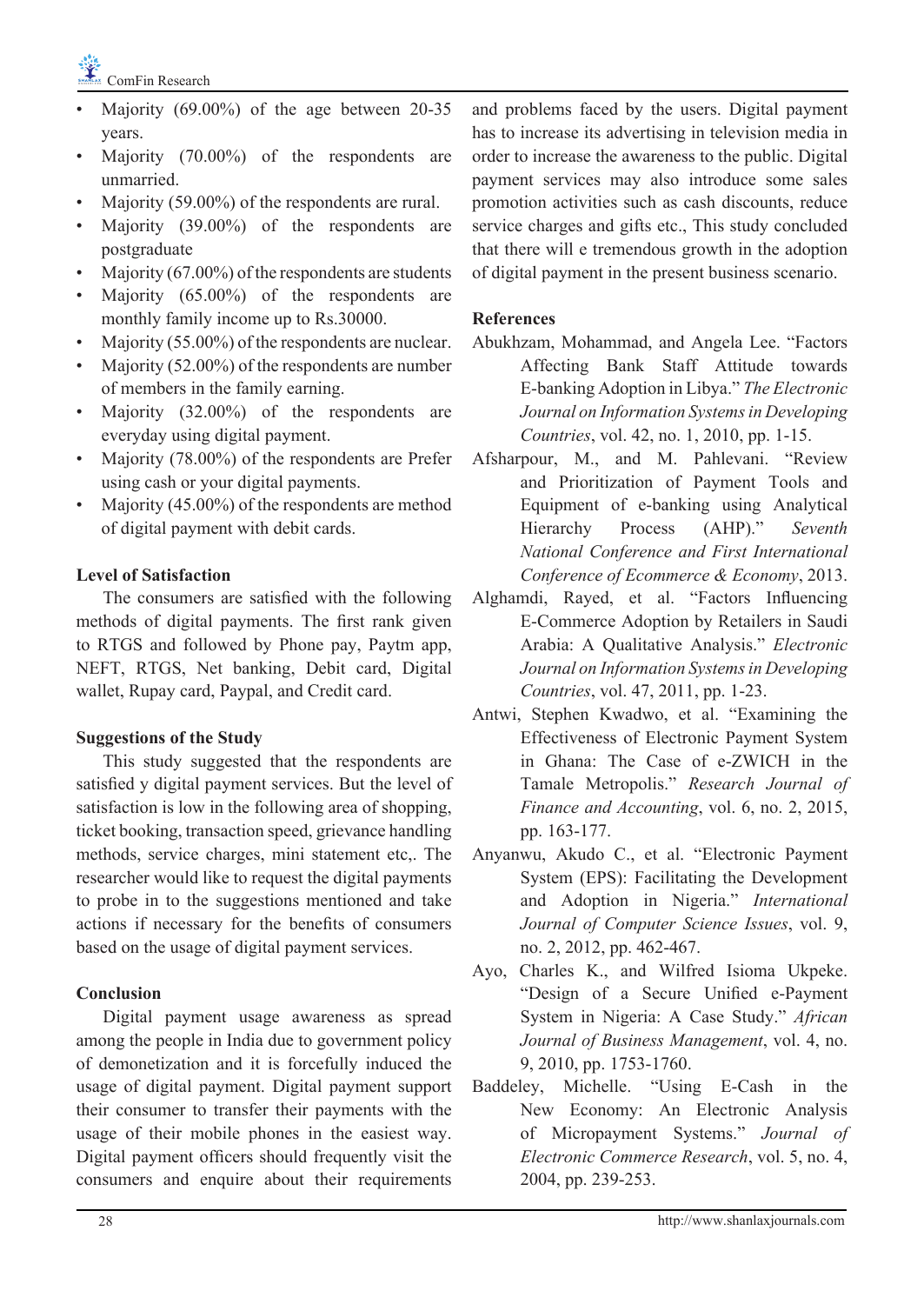- Majority (69.00%) of the age between 20-35 years.
- Majority (70.00%) of the respondents are unmarried.
- Majority (59.00%) of the respondents are rural.
- Majority (39.00%) of the respondents are postgraduate
- Majority (67.00%) of the respondents are students
- Majority (65.00%) of the respondents are monthly family income up to Rs.30000.
- Majority (55.00%) of the respondents are nuclear.
- Majority (52.00%) of the respondents are number of members in the family earning.
- Majority (32.00%) of the respondents are everyday using digital payment.
- Majority (78.00%) of the respondents are Prefer using cash or your digital payments.
- Majority (45.00%) of the respondents are method of digital payment with debit cards.

**Level of Satisfaction**

The consumers are satisfied with the following methods of digital payments. The first rank given to RTGS and followed by Phone pay, Paytm app, NEFT, RTGS, Net banking, Debit card, Digital wallet, Rupay card, Paypal, and Credit card.

**Suggestions of the Study**

This study suggested that the respondents are satisfied y digital payment services. But the level of satisfaction is low in the following area of shopping, ticket booking, transaction speed, grievance handling methods, service charges, mini statement etc,. The researcher would like to request the digital payments to probe in to the suggestions mentioned and take actions if necessary for the benefits of consumers based on the usage of digital payment services.

**Conclusion**

Digital payment usage awareness as spread among the people in India due to government policy of demonetization and it is forcefully induced the usage of digital payment. Digital payment support their consumer to transfer their payments with the usage of their mobile phones in the easiest way. Digital payment officers should frequently visit the consumers and enquire about their requirements and problems faced by the users. Digital payment has to increase its advertising in television media in order to increase the awareness to the public. Digital payment services may also introduce some sales promotion activities such as cash discounts, reduce service charges and gifts etc., This study concluded that there will e tremendous growth in the adoption of digital payment in the present business scenario.

**References**

Abukhzam, Mohammad, and Angela Lee. "Factors Affecting Bank Staff Attitude towards E-banking Adoption in Libya." *The Electronic Journal on Information Systems in Developing Countries*, vol. 42, no. 1, 2010, pp. 1-15.

Afsharpour, M., and M. Pahlevani. "Review and Prioritization of Payment Tools and Equipment of e-banking using Analytical Hierarchy Process (AHP)." *Seventh National Conference and First International Conference of Ecommerce & Economy*, 2013.

Alghamdi, Rayed, et al. "Factors Influencing E-Commerce Adoption by Retailers in Saudi Arabia: A Qualitative Analysis." *Electronic Journal on Information Systems in Developing Countries*, vol. 47, 2011, pp. 1-23.

Antwi, Stephen Kwadwo, et al. "Examining the Effectiveness of Electronic Payment System in Ghana: The Case of e-ZWICH in the Tamale Metropolis." *Research Journal of Finance and Accounting*, vol. 6, no. 2, 2015, pp. 163-177.

Anyanwu, Akudo C., et al. "Electronic Payment System (EPS): Facilitating the Development and Adoption in Nigeria." *International Journal of Computer Science Issues*, vol. 9, no. 2, 2012, pp. 462-467.

Ayo, Charles K., and Wilfred Isioma Ukpeke. "Design of a Secure Unified e-Payment System in Nigeria: A Case Study." *African Journal of Business Management*, vol. 4, no. 9, 2010, pp. 1753-1760.

Baddeley, Michelle. "Using E-Cash in the New Economy: An Electronic Analysis of Micropayment Systems." *Journal of Electronic Commerce Research*, vol. 5, no. 4, 2004, pp. 239-253.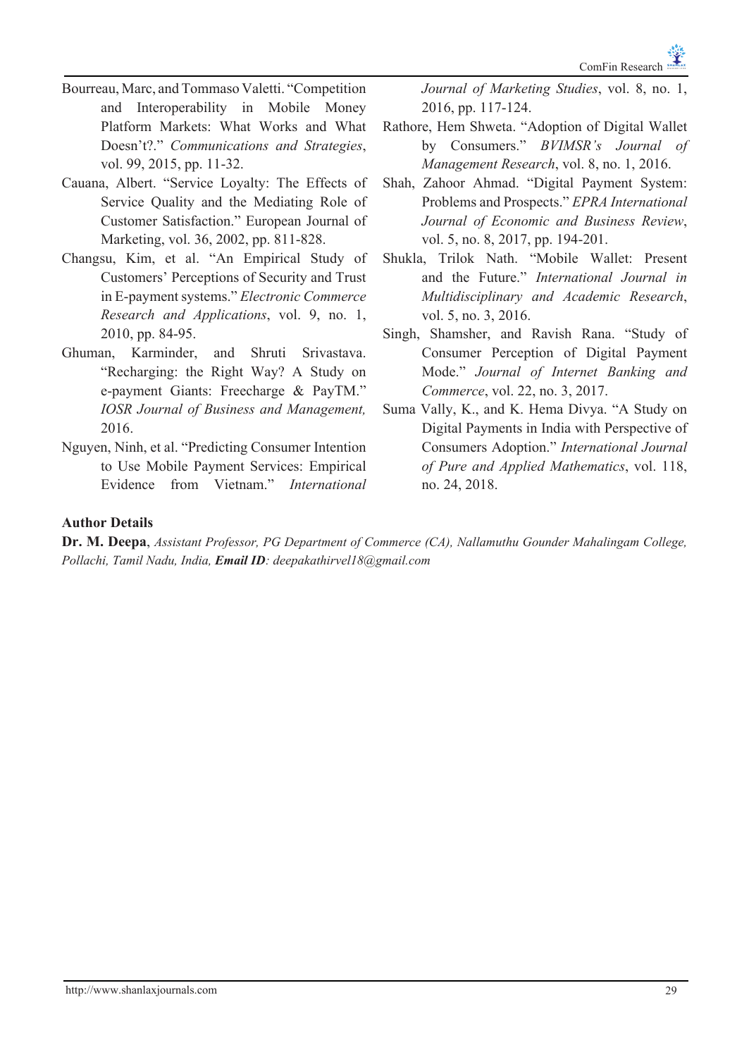Bourreau, Marc, and Tommaso Valetti. "Competition and Interoperability in Mobile Money Platform Markets: What Works and What Doesn't?." *Communications and Strategies*, vol. 99, 2015, pp. 11-32.

Cauana, Albert. "Service Loyalty: The Effects of Service Quality and the Mediating Role of Customer Satisfaction." European Journal of Marketing, vol. 36, 2002, pp. 811-828.

Changsu, Kim, et al. "An Empirical Study of Customers' Perceptions of Security and Trust in E-payment systems." *Electronic Commerce Research and Applications*, vol. 9, no. 1, 2010, pp. 84-95.

Ghuman, Karminder, and Shruti Srivastava. "Recharging: the Right Way? A Study on e-payment Giants: Freecharge & PayTM." *IOSR Journal of Business and Management,* 2016.

Nguyen, Ninh, et al. "Predicting Consumer Intention to Use Mobile Payment Services: Empirical Evidence from Vietnam." *International Journal of Marketing Studies*, vol. 8, no. 1, 2016, pp. 117-124.

Rathore, Hem Shweta. "Adoption of Digital Wallet by Consumers." *BVIMSR's Journal of Management Research*, vol. 8, no. 1, 2016.

Shah, Zahoor Ahmad. "Digital Payment System: Problems and Prospects." *EPRA International Journal of Economic and Business Review*, vol. 5, no. 8, 2017, pp. 194-201.

Shukla, Trilok Nath. "Mobile Wallet: Present and the Future." *International Journal in Multidisciplinary and Academic Research*, vol. 5, no. 3, 2016.

Singh, Shamsher, and Ravish Rana. "Study of Consumer Perception of Digital Payment Mode." *Journal of Internet Banking and Commerce*, vol. 22, no. 3, 2017.

Suma Vally, K., and K. Hema Divya. "A Study on Digital Payments in India with Perspective of Consumers Adoption." *International Journal of Pure and Applied Mathematics*, vol. 118, no. 24, 2018.

**Author Details**

**Dr. M. Deepa**, *Assistant Professor, PG Department of Commerce (CA), Nallamuthu Gounder Mahalingam College, Pollachi, Tamil Nadu, India,* ***Email ID****: deepakathirvel18@gmail.com*